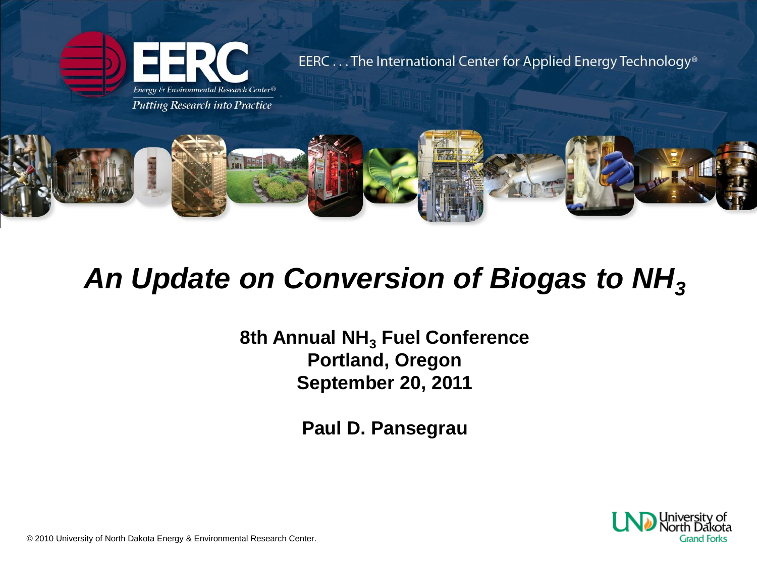EERC

*Energy & Environmental Research Center®*

*Putting Research into Practice*

EERC . . . The International Center for Applied Energy Technology®

# *An Update on Conversion of Biogas to $NH_3$*

**8th Annual $NH_3$ Fuel Conference**
**Portland, Oregon**
**September 20, 2011**

**Paul D. Pansegrau**

© 2010 University of North Dakota Energy & Environmental Research Center.

University of North Dakota
Grand Forks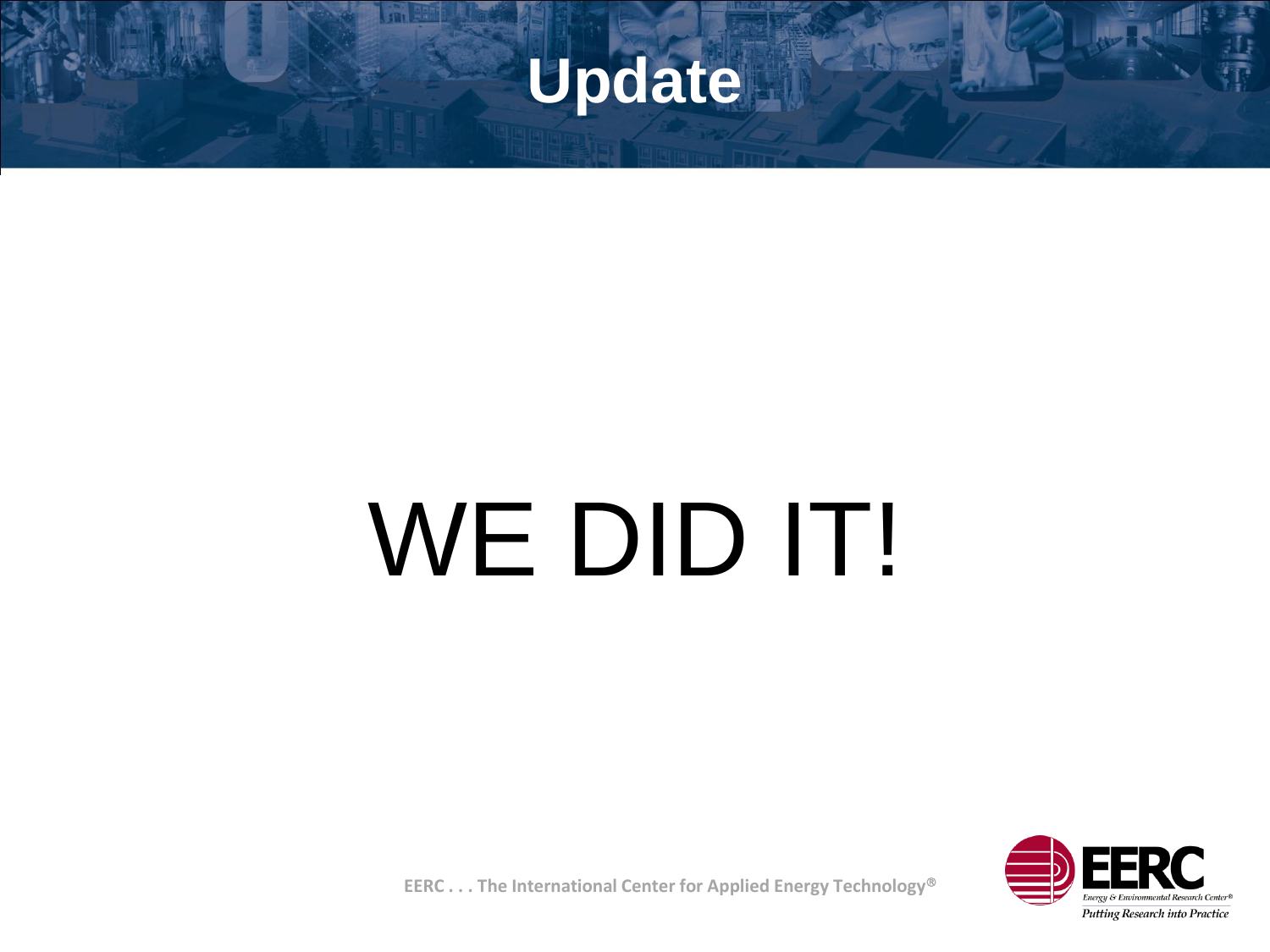# Update

WE DID IT!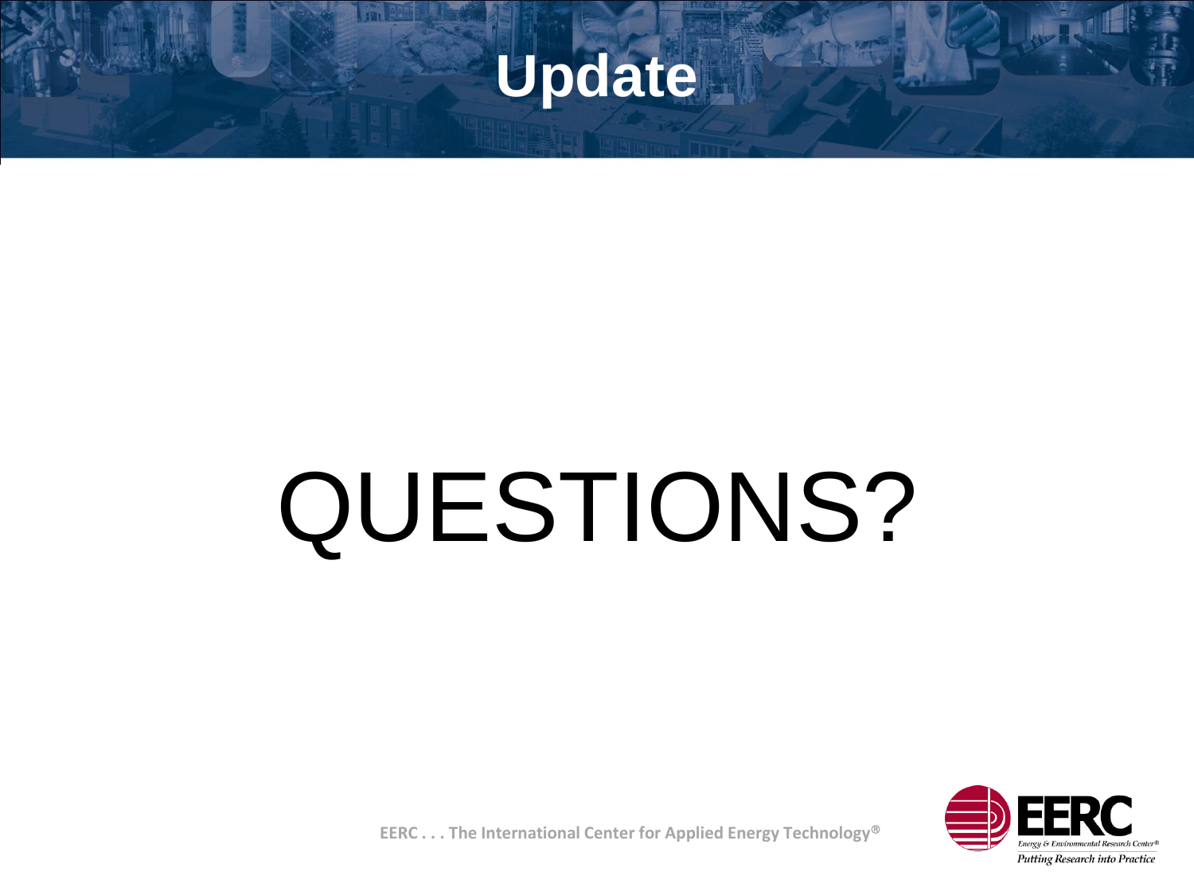# Update

# QUESTIONS?

EERC . . . The International Center for Applied Energy Technology®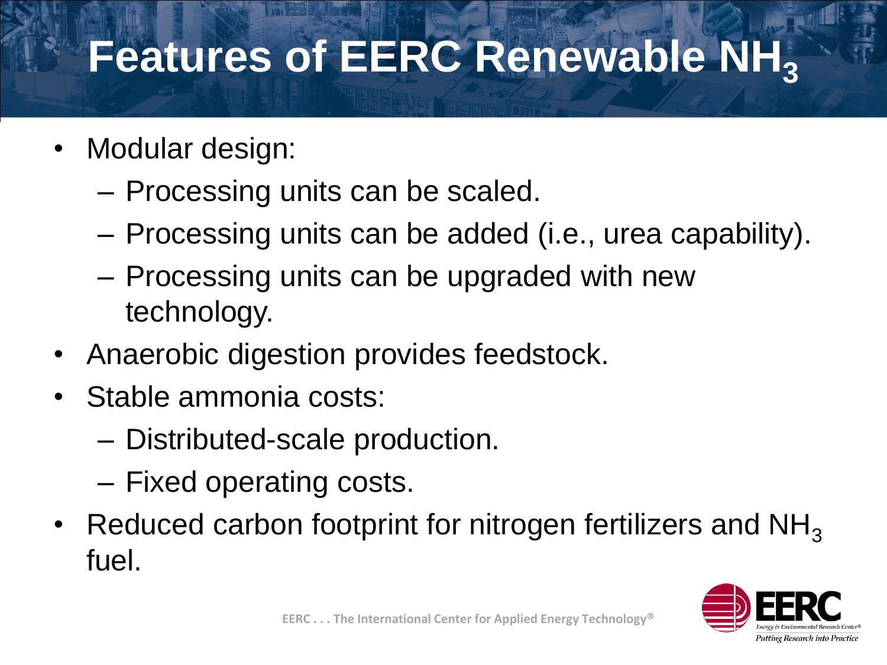# Features of EERC Renewable $NH_3$

- Modular design:
  - Processing units can be scaled.
  - Processing units can be added (i.e., urea capability).
  - Processing units can be upgraded with new technology.
- Anaerobic digestion provides feedstock.
- Stable ammonia costs:
  - Distributed-scale production.
  - Fixed operating costs.
- Reduced carbon footprint for nitrogen fertilizers and $NH_3$ fuel.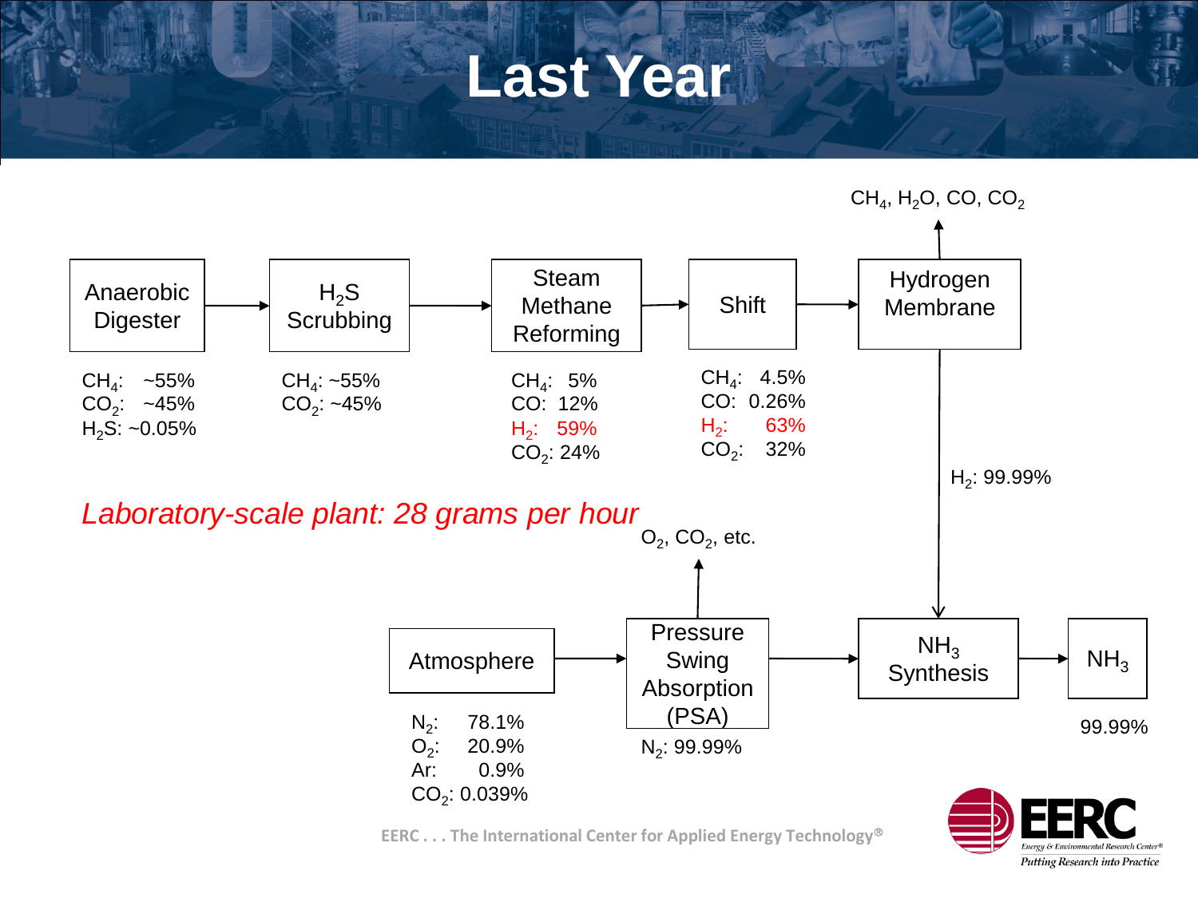# Last Year

$CH_4$, $H_2O$, CO, $CO_2$

Anaerobic Digester

$CH_4$: ~55%
$CO_2$: ~45%
$H_2S$: ~0.05%

$H_2S$ Scrubbing

$CH_4$: ~55%
$CO_2$: ~45%

Steam Methane Reforming

$CH_4$: 5%
CO: 12%
$H_2$: 59%
$CO_2$: 24%

Shift

$CH_4$: 4.5%
CO: 0.26%
$H_2$: 63%
$CO_2$: 32%

Hydrogen Membrane

$H_2$: 99.99%

*Laboratory-scale plant: 28 grams per hour*

$O_2$, $CO_2$, etc.

Atmosphere

$N_2$: 78.1%
$O_2$: 20.9%
Ar: 0.9%
$CO_2$: 0.039%

Pressure Swing Absorption (PSA)

$N_2$: 99.99%

$NH_3$ Synthesis

$NH_3$

99.99%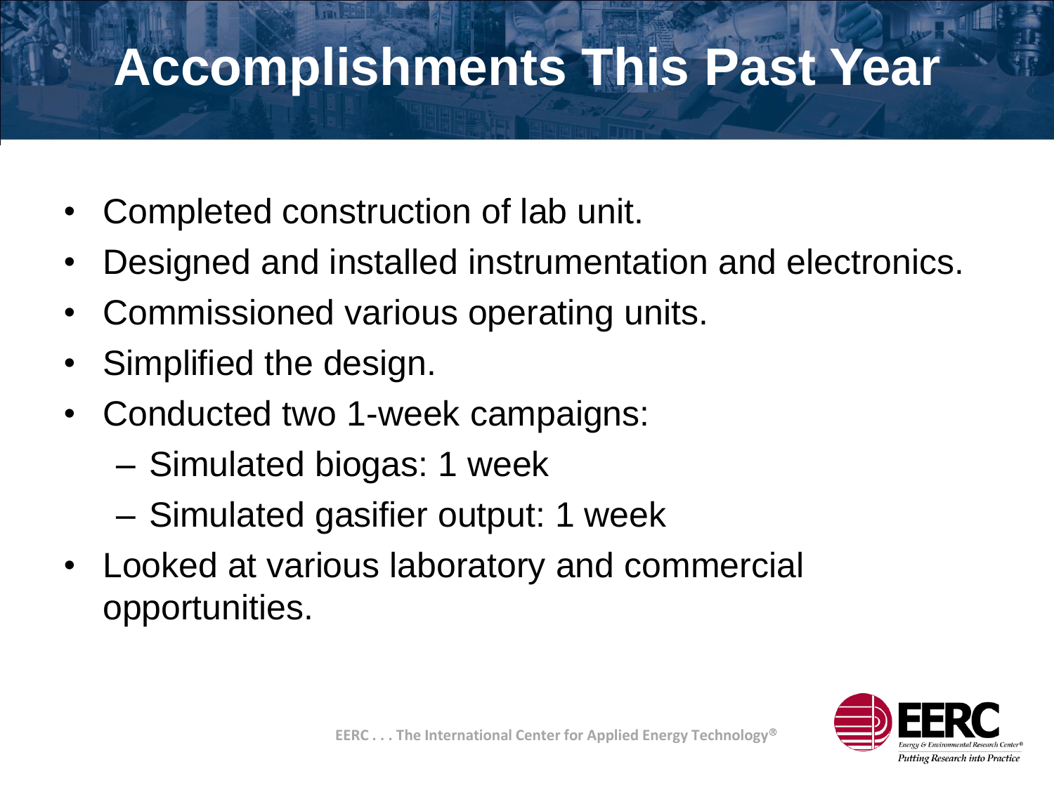# Accomplishments This Past Year

- Completed construction of lab unit.
- Designed and installed instrumentation and electronics.
- Commissioned various operating units.
- Simplified the design.
- Conducted two 1-week campaigns:
  - Simulated biogas: 1 week
  - Simulated gasifier output: 1 week
- Looked at various laboratory and commercial opportunities.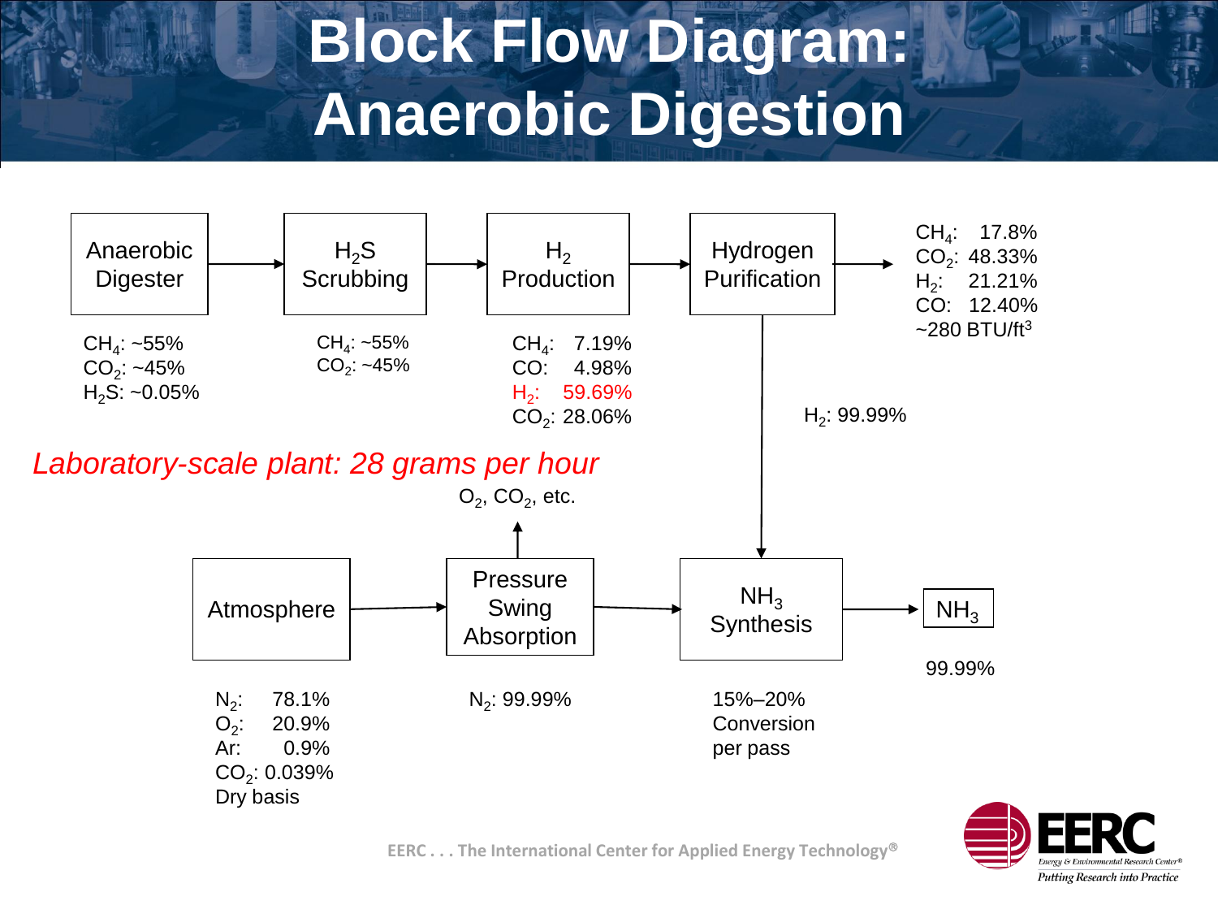# Block Flow Diagram: Anaerobic Digestion

Anaerobic Digester → $H_2S$ Scrubbing → $H_2$ Production → Hydrogen Purification →

$CH_4$: 17.8%
$CO_2$: 48.33%
$H_2$: 21.21%
CO: 12.40%
~280 BTU/ft$^3$

Anaerobic Digester:
$CH_4$: ~55%
$CO_2$: ~45%
$H_2S$: ~0.05%

$H_2S$ Scrubbing:
$CH_4$: ~55%
$CO_2$: ~45%

$H_2$ Production:
$CH_4$: 7.19%
CO: 4.98%
$H_2$: 59.69%
$CO_2$: 28.06%

Hydrogen Purification → $H_2$: 99.99% → $NH_3$ Synthesis

*Laboratory-scale plant: 28 grams per hour*

Atmosphere → Pressure Swing Absorption → $NH_3$ Synthesis → $NH_3$

Pressure Swing Absorption → $O_2$, $CO_2$, etc.

Atmosphere:
$N_2$: 78.1%
$O_2$: 20.9%
Ar: 0.9%
$CO_2$: 0.039%
Dry basis

Pressure Swing Absorption:
$N_2$: 99.99%

$NH_3$ Synthesis:
15%–20%
Conversion
per pass

$NH_3$:
99.99%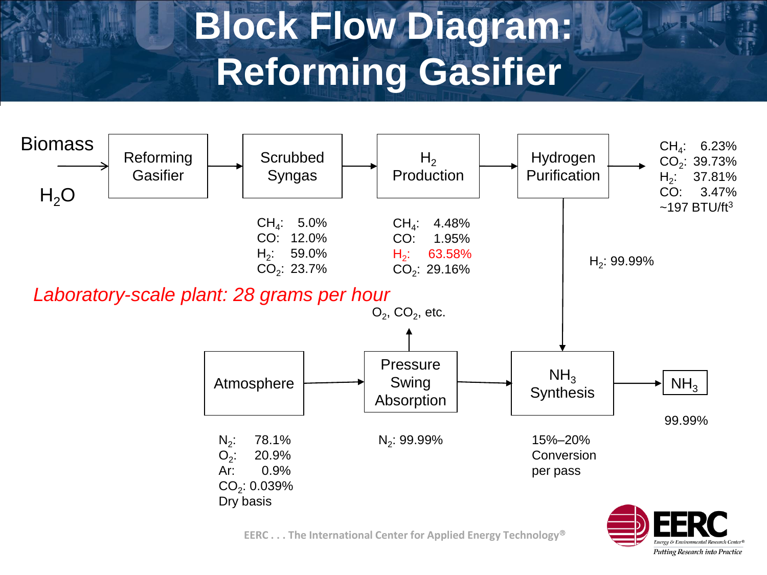# Block Flow Diagram: Reforming Gasifier

Biomass

$H_2O$

Reforming Gasifier

Scrubbed Syngas

$H_2$ Production

Hydrogen Purification

$CH_4$: 6.23%
$CO_2$: 39.73%
$H_2$: 37.81%
CO: 3.47%
~197 BTU/ft$^3$

$CH_4$: 5.0%
CO: 12.0%
$H_2$: 59.0%
$CO_2$: 23.7%

$CH_4$: 4.48%
CO: 1.95%
$H_2$: 63.58%
$CO_2$: 29.16%

$H_2$: 99.99%

*Laboratory-scale plant: 28 grams per hour*

$O_2$, $CO_2$, etc.

Atmosphere

Pressure Swing Absorption

$NH_3$ Synthesis

$NH_3$

99.99%

$N_2$: 78.1%
$O_2$: 20.9%
Ar: 0.9%
$CO_2$: 0.039%
Dry basis

$N_2$: 99.99%

15%–20%
Conversion
per pass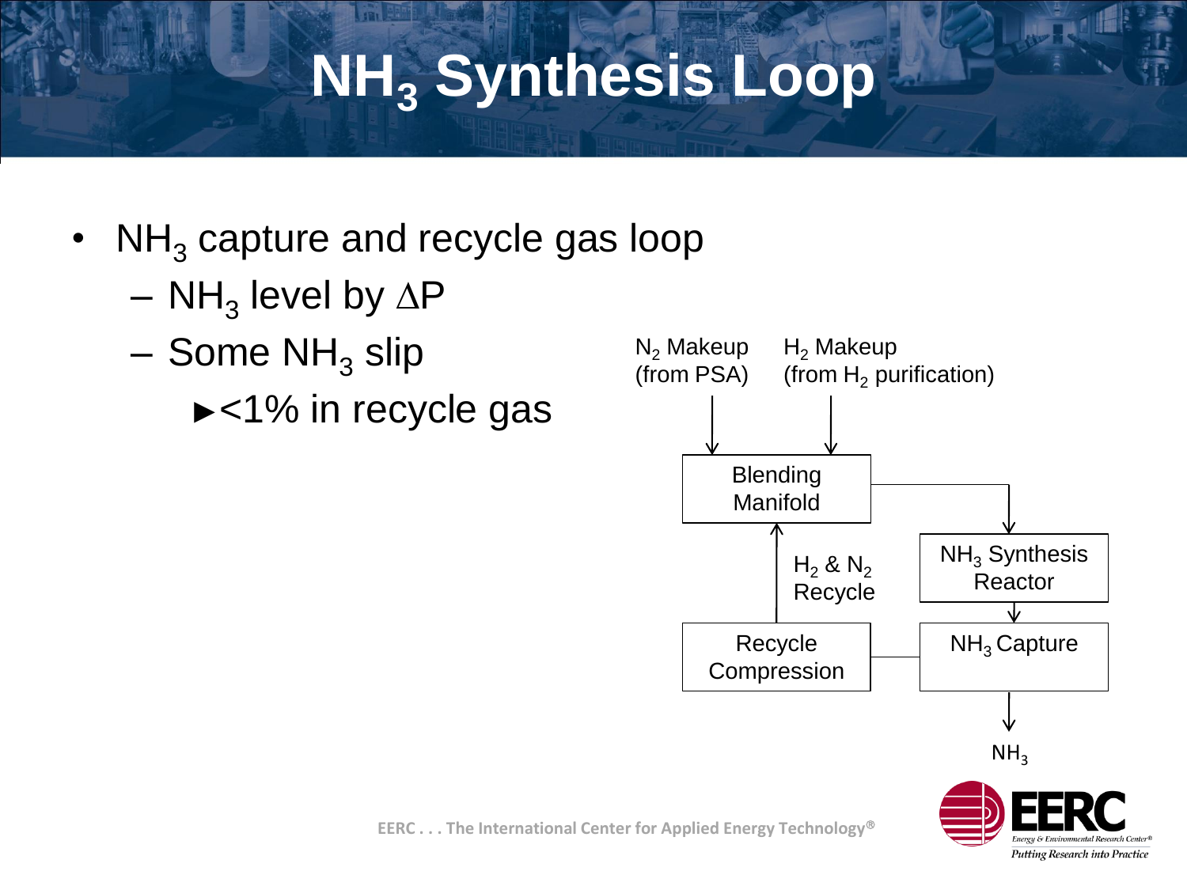# $NH_3$ Synthesis Loop

- $NH_3$ capture and recycle gas loop
  - $NH_3$ level by $\Delta P$
  - Some $NH_3$ slip
    - ►<1% in recycle gas

$N_2$ Makeup (from PSA)

$H_2$ Makeup (from $H_2$ purification)

Blending Manifold

$NH_3$ Synthesis Reactor

$H_2$ & $N_2$ Recycle

Recycle Compression

$NH_3$ Capture

$NH_3$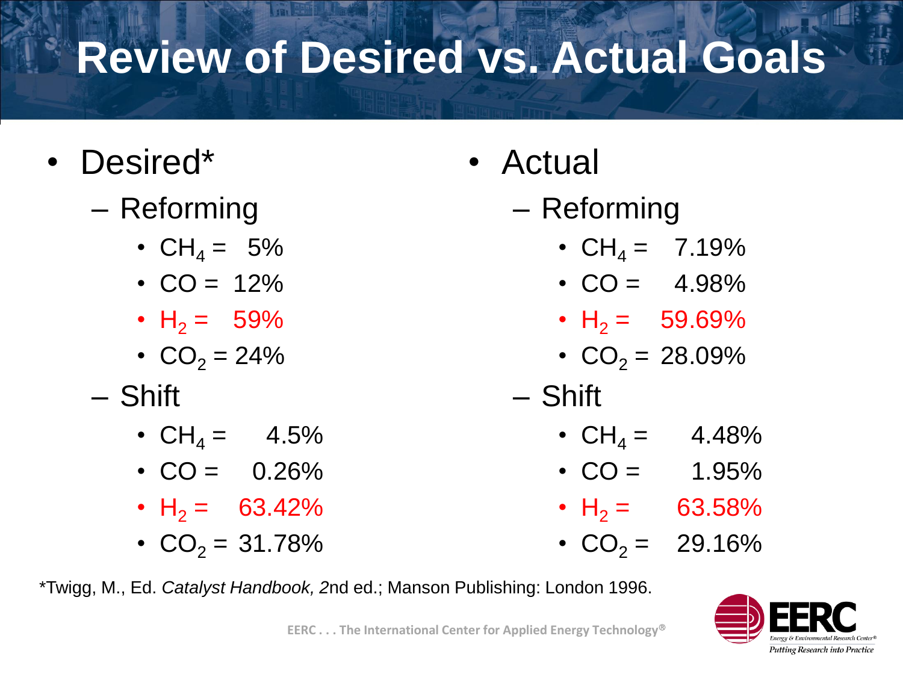# Review of Desired vs. Actual Goals

- Desired*
  - Reforming
    - $CH_4$ = 5%
    - CO = 12%
    - $H_2$ = 59%
    - $CO_2$ = 24%
  - Shift
    - $CH_4$ = 4.5%
    - CO = 0.26%
    - $H_2$ = 63.42%
    - $CO_2$ = 31.78%

- Actual
  - Reforming
    - $CH_4$ = 7.19%
    - CO = 4.98%
    - $H_2$ = 59.69%
    - $CO_2$ = 28.09%
  - Shift
    - $CH_4$ = 4.48%
    - CO = 1.95%
    - $H_2$ = 63.58%
    - $CO_2$ = 29.16%

*Twigg, M., Ed. *Catalyst Handbook, 2*nd ed.; Manson Publishing: London 1996.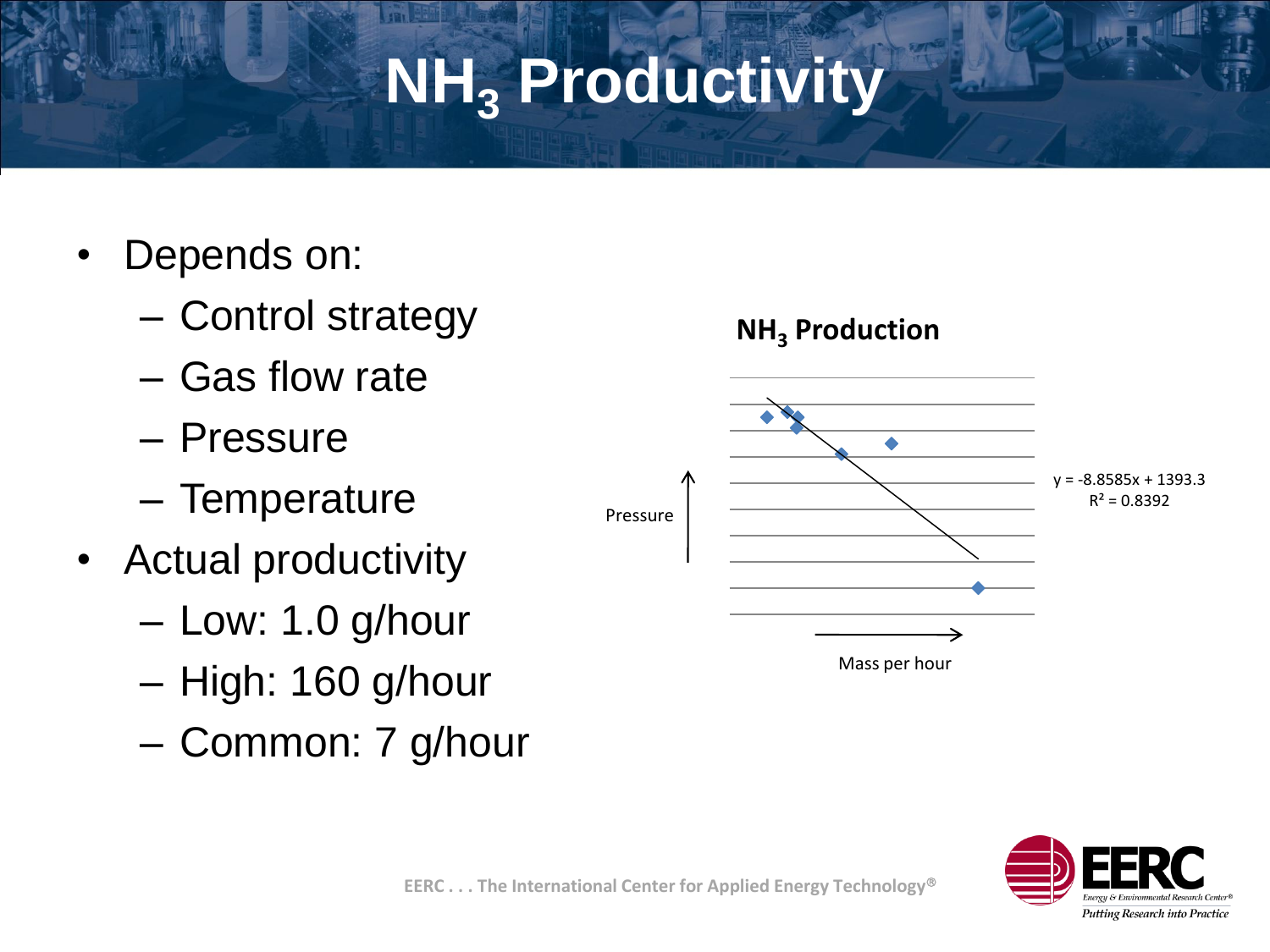# $NH_3$ Productivity

- Depends on:
  - Control strategy
  - Gas flow rate
  - Pressure
  - Temperature
- Actual productivity
  - Low: 1.0 g/hour
  - High: 160 g/hour
  - Common: 7 g/hour

**$NH_3$ Production**

Pressure

Mass per hour

$y = -8.8585x + 1393.3$

$R^2 = 0.8392$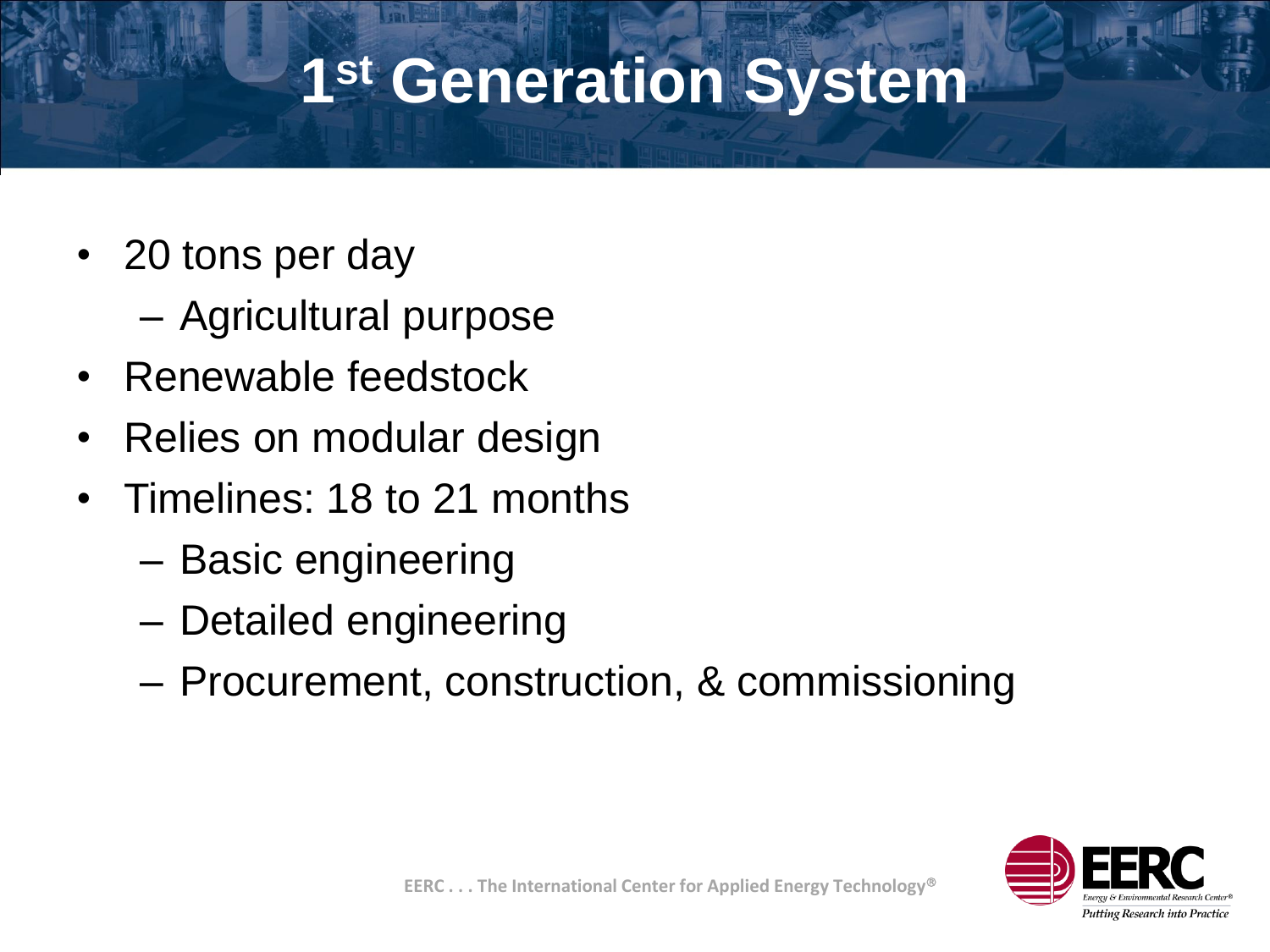# 1st Generation System

- 20 tons per day
  - Agricultural purpose
- Renewable feedstock
- Relies on modular design
- Timelines: 18 to 21 months
  - Basic engineering
  - Detailed engineering
  - Procurement, construction, & commissioning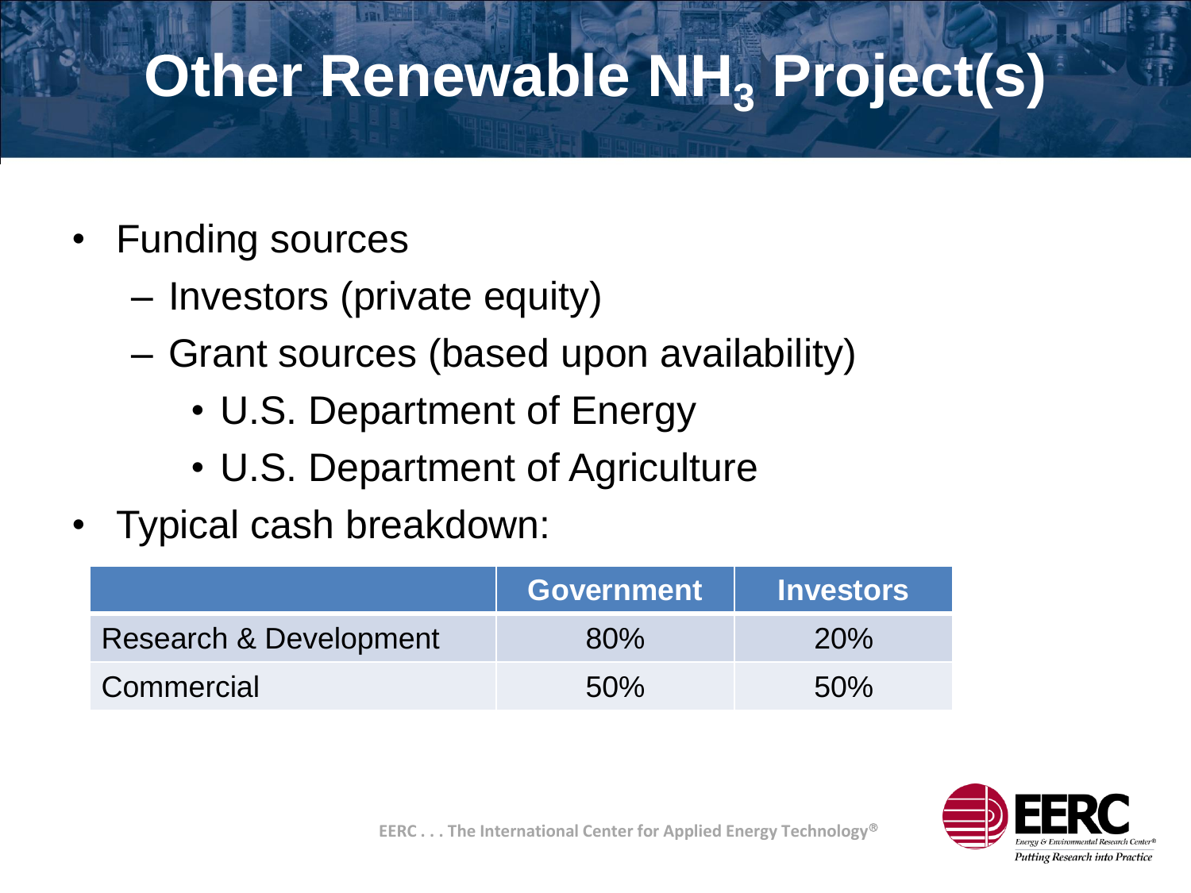# Other Renewable $NH_3$ Project(s)

- Funding sources
  - Investors (private equity)
  - Grant sources (based upon availability)
    - U.S. Department of Energy
    - U.S. Department of Agriculture
- Typical cash breakdown:

| | Government | Investors |
|---|---|---|
| Research & Development | 80% | 20% |
| Commercial | 50% | 50% |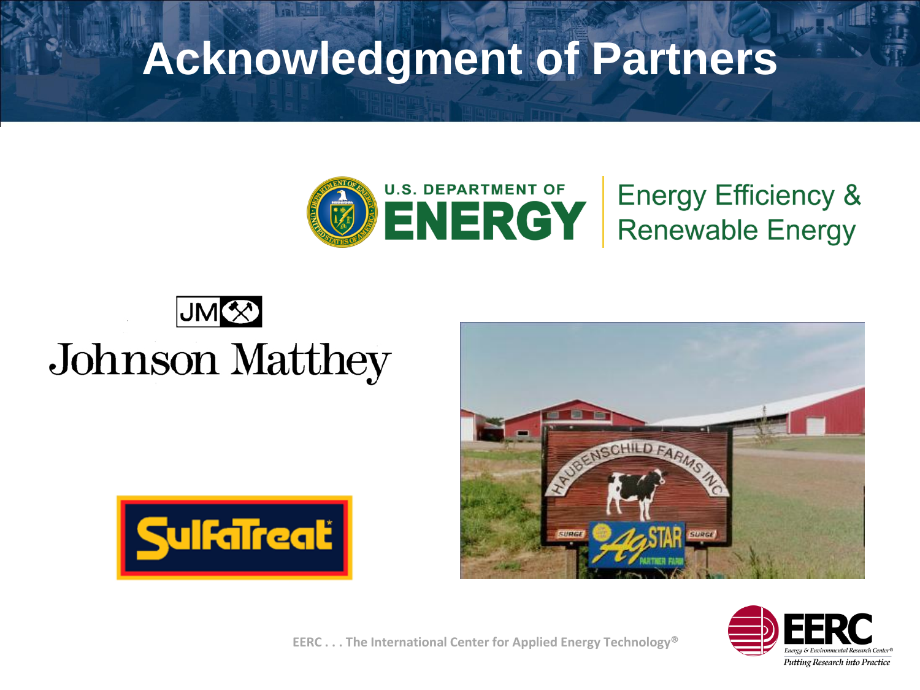# Acknowledgment of Partners

U.S. DEPARTMENT OF ENERGY | Energy Efficiency & Renewable Energy

JM Johnson Matthey

SulfaTreat

HAUBENSCHILD FARMS INC

AgSTAR PARTNER FARM

EERC . . . The International Center for Applied Energy Technology®

EERC Energy & Environmental Research Center® Putting Research into Practice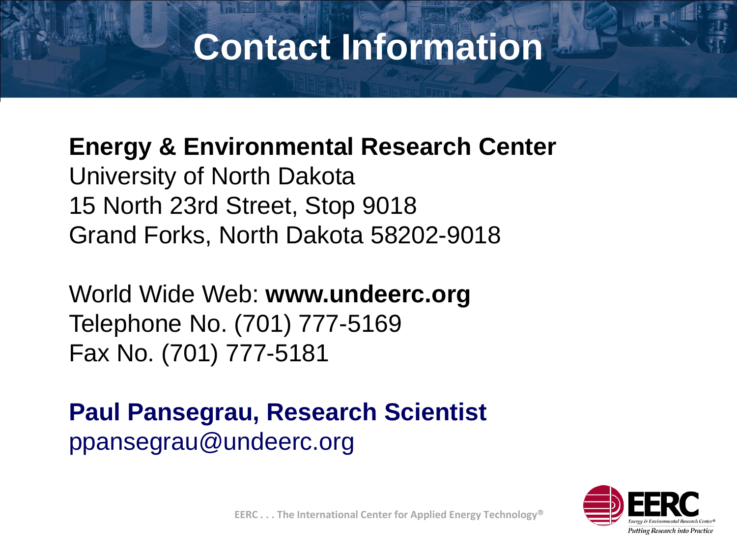# Contact Information

**Energy & Environmental Research Center**
University of North Dakota
15 North 23rd Street, Stop 9018
Grand Forks, North Dakota 58202-9018

World Wide Web: **www.undeerc.org**
Telephone No. (701) 777-5169
Fax No. (701) 777-5181

**Paul Pansegrau, Research Scientist**
ppansegrau@undeerc.org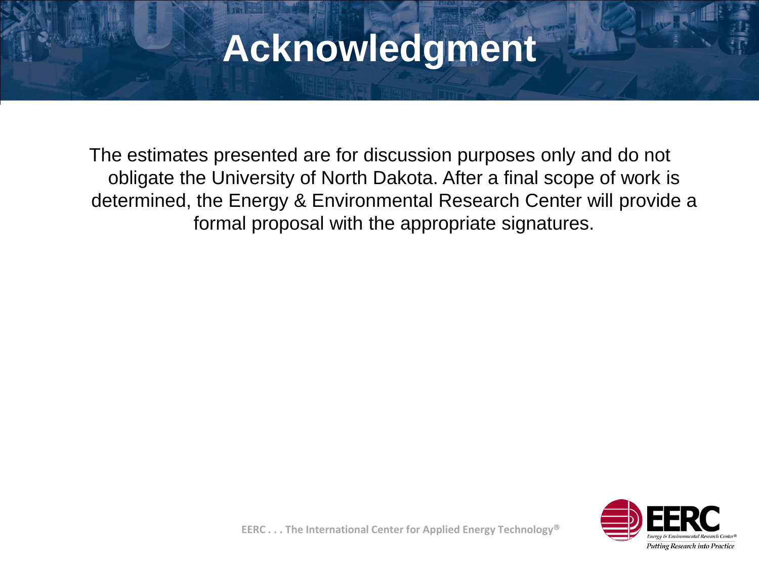# Acknowledgment

The estimates presented are for discussion purposes only and do not obligate the University of North Dakota. After a final scope of work is determined, the Energy & Environmental Research Center will provide a formal proposal with the appropriate signatures.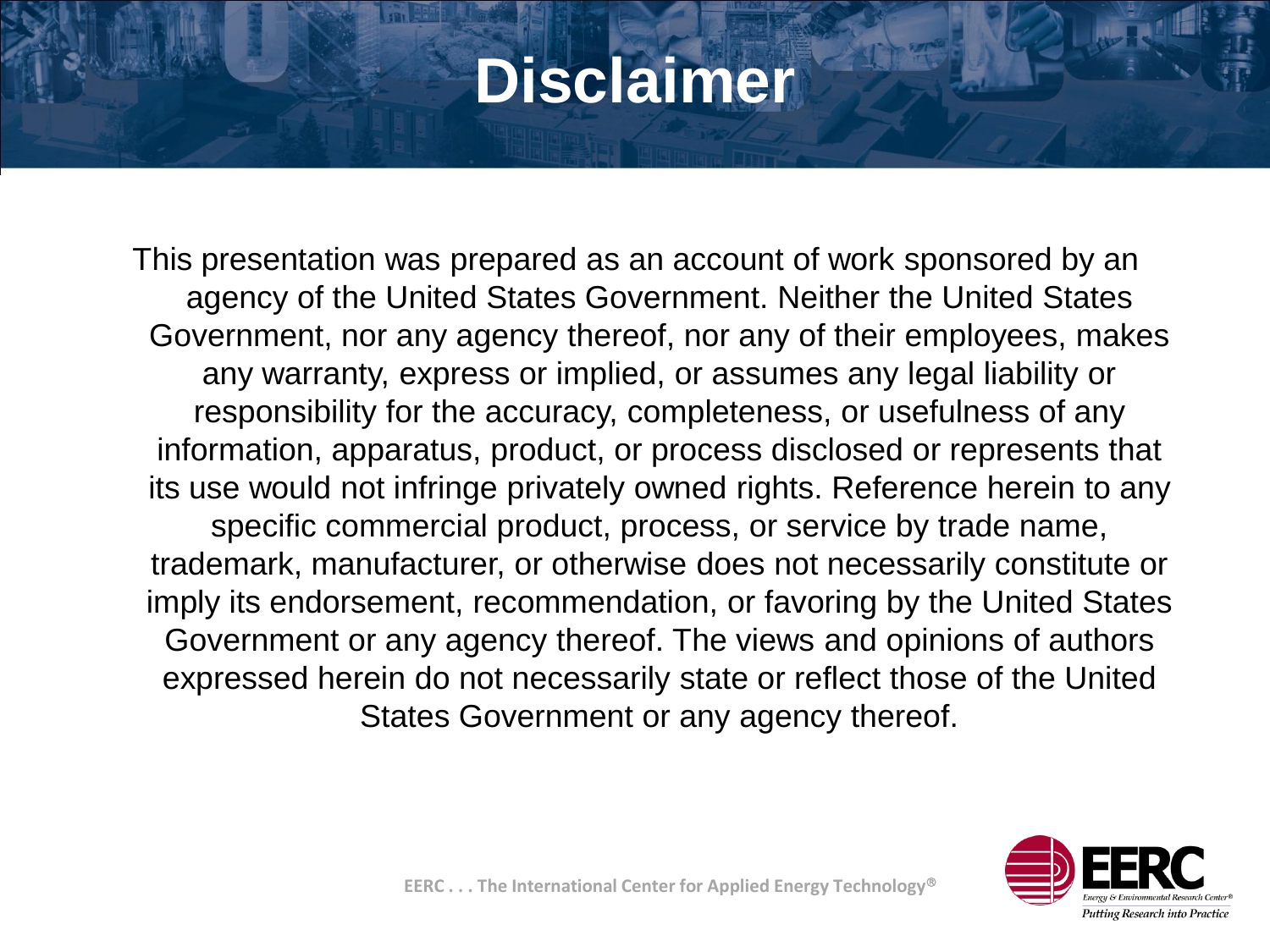# Disclaimer

This presentation was prepared as an account of work sponsored by an agency of the United States Government. Neither the United States Government, nor any agency thereof, nor any of their employees, makes any warranty, express or implied, or assumes any legal liability or responsibility for the accuracy, completeness, or usefulness of any information, apparatus, product, or process disclosed or represents that its use would not infringe privately owned rights. Reference herein to any specific commercial product, process, or service by trade name, trademark, manufacturer, or otherwise does not necessarily constitute or imply its endorsement, recommendation, or favoring by the United States Government or any agency thereof. The views and opinions of authors expressed herein do not necessarily state or reflect those of the United States Government or any agency thereof.